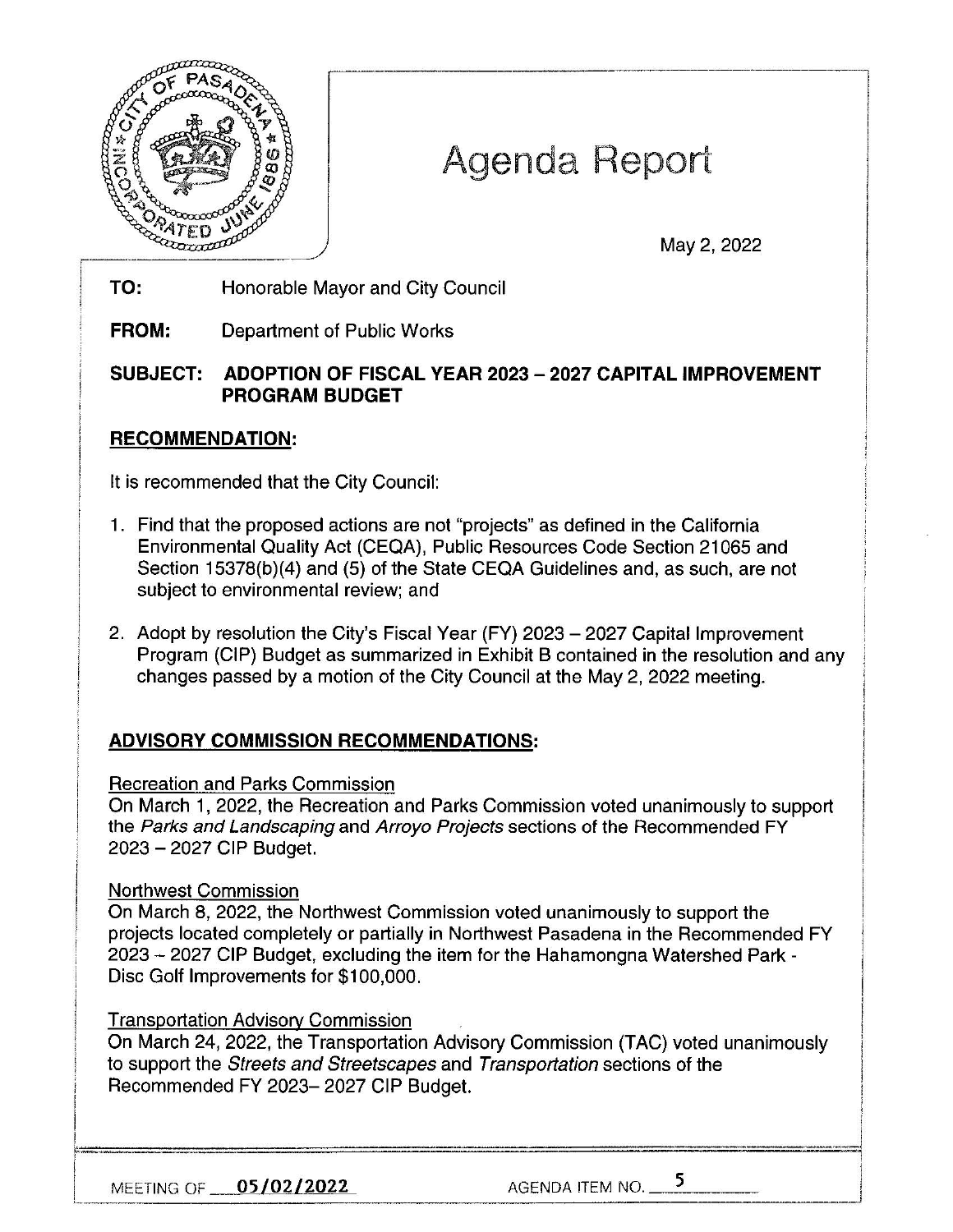# Agenda Report

May 2, 2022

**TO:** Honorable Mayor and City Council

**FROM:** Department of Public Works

**SUBJECT: ADOPTION OF FISCAL YEAR 2023 – 2027 CAPITAL IMPROVEMENT PROGRAM BUDGET**

## RECOMMENDATION:

It is recommended that the City Council:

1. Find that the proposed actions are not "projects" as defined in the California Environmental Quality Act (CEQA), Public Resources Code Section 21065 and Section 15378(b)(4) and (5) of the State CEQA Guidelines and, as such, are not subject to environmental review; and

2. Adopt by resolution the City's Fiscal Year (FY) 2023 – 2027 Capital Improvement Program (CIP) Budget as summarized in Exhibit B contained in the resolution and any changes passed by a motion of the City Council at the May 2, 2022 meeting.

## ADVISORY COMMISSION RECOMMENDATIONS:

Recreation and Parks Commission
On March 1, 2022, the Recreation and Parks Commission voted unanimously to support the *Parks and Landscaping* and *Arroyo Projects* sections of the Recommended FY 2023 – 2027 CIP Budget.

Northwest Commission
On March 8, 2022, the Northwest Commission voted unanimously to support the projects located completely or partially in Northwest Pasadena in the Recommended FY 2023 – 2027 CIP Budget, excluding the item for the Hahamongna Watershed Park - Disc Golf Improvements for $100,000.

Transportation Advisory Commission
On March 24, 2022, the Transportation Advisory Commission (TAC) voted unanimously to support the *Streets and Streetscapes* and *Transportation* sections of the Recommended FY 2023– 2027 CIP Budget.

MEETING OF 05/02/2022 AGENDA ITEM NO. 5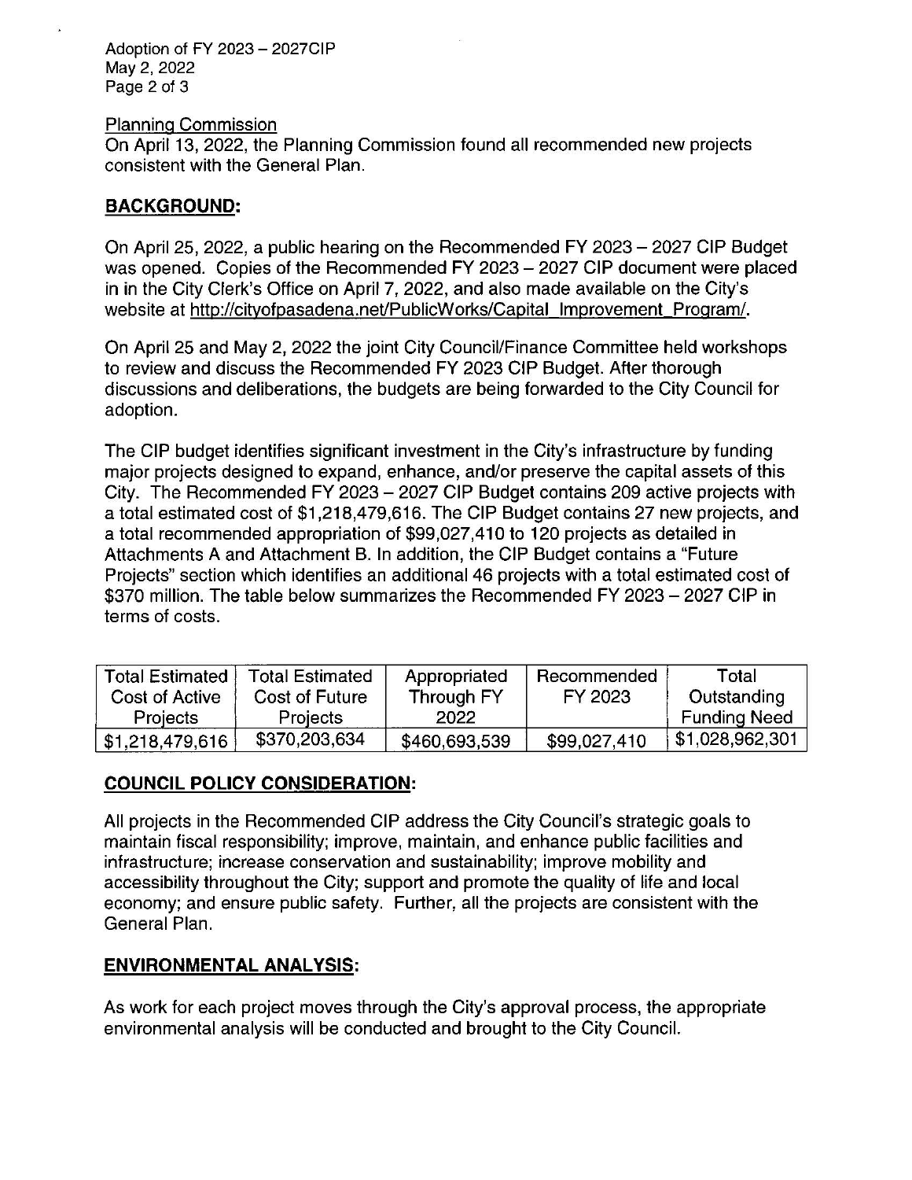Planning Commission

On April 13, 2022, the Planning Commission found all recommended new projects consistent with the General Plan.

## BACKGROUND:

On April 25, 2022, a public hearing on the Recommended FY 2023 – 2027 CIP Budget was opened. Copies of the Recommended FY 2023 – 2027 CIP document were placed in in the City Clerk's Office on April 7, 2022, and also made available on the City's website at http://cityofpasadena.net/PublicWorks/Capital_Improvement_Program/.

On April 25 and May 2, 2022 the joint City Council/Finance Committee held workshops to review and discuss the Recommended FY 2023 CIP Budget. After thorough discussions and deliberations, the budgets are being forwarded to the City Council for adoption.

The CIP budget identifies significant investment in the City's infrastructure by funding major projects designed to expand, enhance, and/or preserve the capital assets of this City. The Recommended FY 2023 – 2027 CIP Budget contains 209 active projects with a total estimated cost of $1,218,479,616. The CIP Budget contains 27 new projects, and a total recommended appropriation of $99,027,410 to 120 projects as detailed in Attachments A and Attachment B. In addition, the CIP Budget contains a "Future Projects" section which identifies an additional 46 projects with a total estimated cost of $370 million. The table below summarizes the Recommended FY 2023 – 2027 CIP in terms of costs.

| Total Estimated Cost of Active Projects | Total Estimated Cost of Future Projects | Appropriated Through FY 2022 | Recommended FY 2023 | Total Outstanding Funding Need |
|---|---|---|---|---|
| $1,218,479,616 | $370,203,634 | $460,693,539 | $99,027,410 | $1,028,962,301 |

## COUNCIL POLICY CONSIDERATION:

All projects in the Recommended CIP address the City Council's strategic goals to maintain fiscal responsibility; improve, maintain, and enhance public facilities and infrastructure; increase conservation and sustainability; improve mobility and accessibility throughout the City; support and promote the quality of life and local economy; and ensure public safety. Further, all the projects are consistent with the General Plan.

## ENVIRONMENTAL ANALYSIS:

As work for each project moves through the City's approval process, the appropriate environmental analysis will be conducted and brought to the City Council.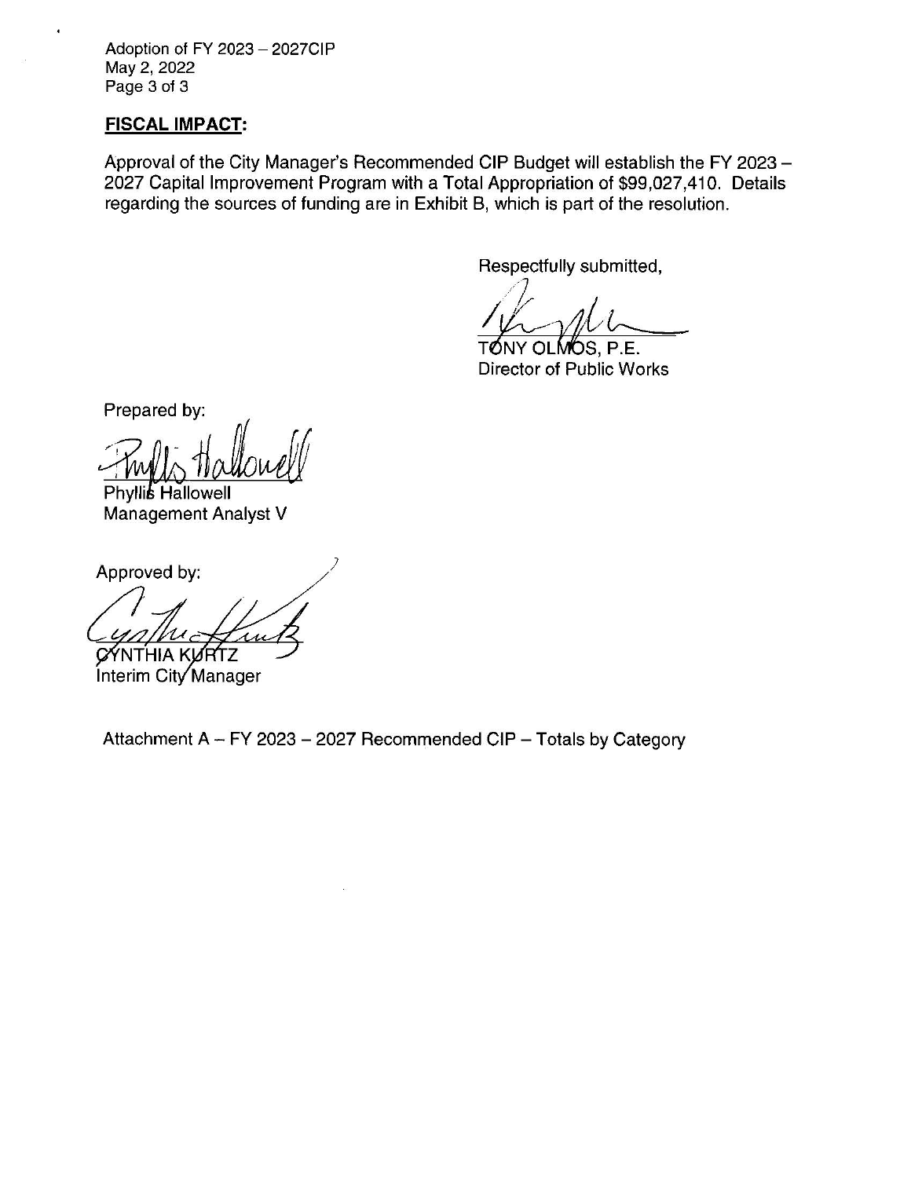**FISCAL IMPACT:**

Approval of the City Manager's Recommended CIP Budget will establish the FY 2023 – 2027 Capital Improvement Program with a Total Appropriation of $99,027,410. Details regarding the sources of funding are in Exhibit B, which is part of the resolution.

Respectfully submitted,

TONY OLMOS, P.E.
Director of Public Works

Prepared by:

Phyllis Hallowell
Management Analyst V

Approved by:

CYNTHIA KURTZ
Interim City Manager

Attachment A – FY 2023 – 2027 Recommended CIP – Totals by Category